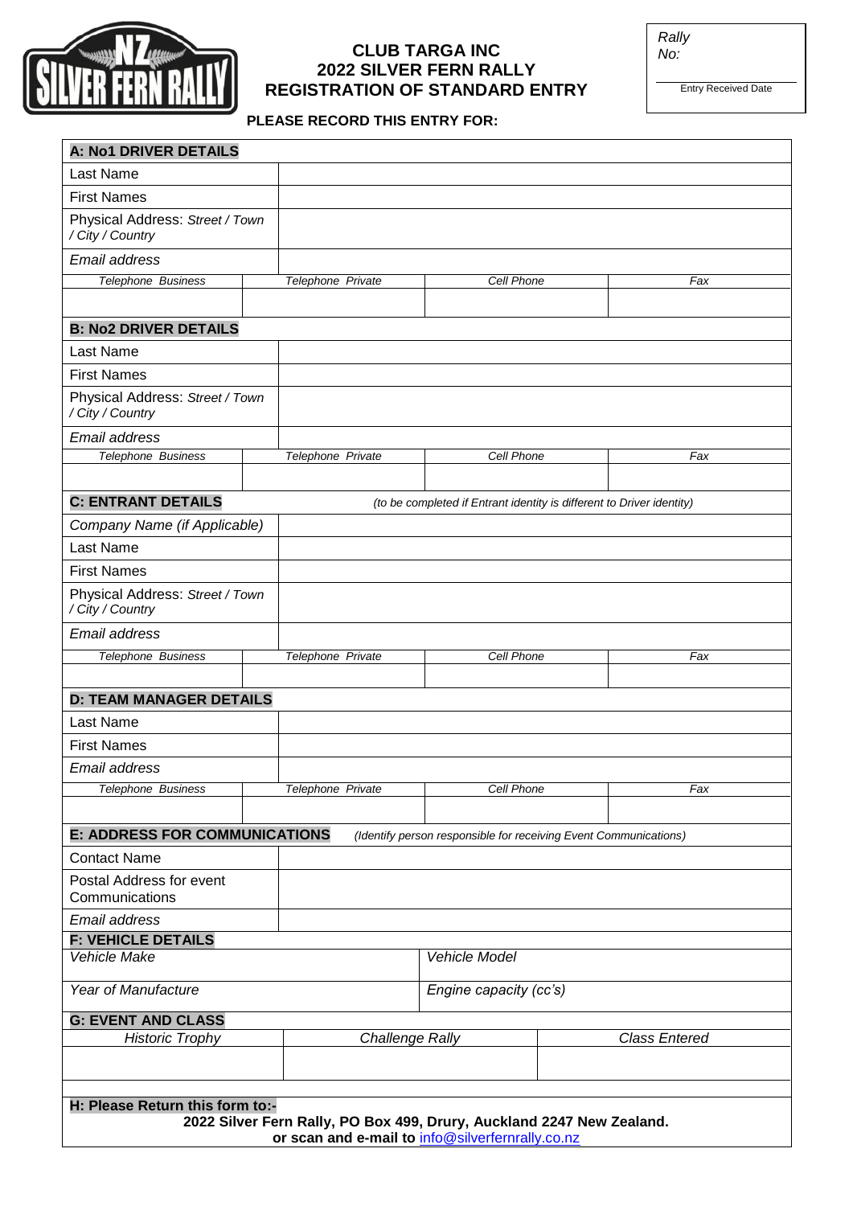# CLUB TARGA INC
## 2022 SILVER FERN RALLY
## REGISTRATION OF STANDARD ENTRY

| *Rally No:* |
| --- |
| Entry Received Date |

**PLEASE RECORD THIS ENTRY FOR:**

| **A: No1 DRIVER DETAILS** | | | |
| --- | --- | --- | --- |
| Last Name | | | |
| First Names | | | |
| Physical Address: *Street / Town / City / Country* | | | |
| *Email address* | | | |
| *Telephone Business* | *Telephone Private* | *Cell Phone* | *Fax* |
| | | | |

| **B: No2 DRIVER DETAILS** | | | |
| --- | --- | --- | --- |
| Last Name | | | |
| First Names | | | |
| Physical Address: *Street / Town / City / Country* | | | |
| *Email address* | | | |
| *Telephone Business* | *Telephone Private* | *Cell Phone* | *Fax* |
| | | | |

| **C: ENTRANT DETAILS** *(to be completed if Entrant identity is different to Driver identity)* | | | |
| --- | --- | --- | --- |
| *Company Name (if Applicable)* | | | |
| Last Name | | | |
| First Names | | | |
| Physical Address: *Street / Town / City / Country* | | | |
| *Email address* | | | |
| *Telephone Business* | *Telephone Private* | *Cell Phone* | *Fax* |
| | | | |

| **D: TEAM MANAGER DETAILS** | | | |
| --- | --- | --- | --- |
| Last Name | | | |
| First Names | | | |
| *Email address* | | | |
| *Telephone Business* | *Telephone Private* | *Cell Phone* | *Fax* |
| | | | |

| **E: ADDRESS FOR COMMUNICATIONS** *(Identify person responsible for receiving Event Communications)* | |
| --- | --- |
| Contact Name | |
| Postal Address for event Communications | |
| *Email address* | |

| **F: VEHICLE DETAILS** | |
| --- | --- |
| *Vehicle Make* | *Vehicle Model* |
| *Year of Manufacture* | *Engine capacity (cc's)* |

| **G: EVENT AND CLASS** | | |
| --- | --- | --- |
| *Historic Trophy* | *Challenge Rally* | *Class Entered* |
| | | |

**H: Please Return this form to:-**

**2022 Silver Fern Rally, PO Box 499, Drury, Auckland 2247 New Zealand.**

**or scan and e-mail to** info@silverfernrally.co.nz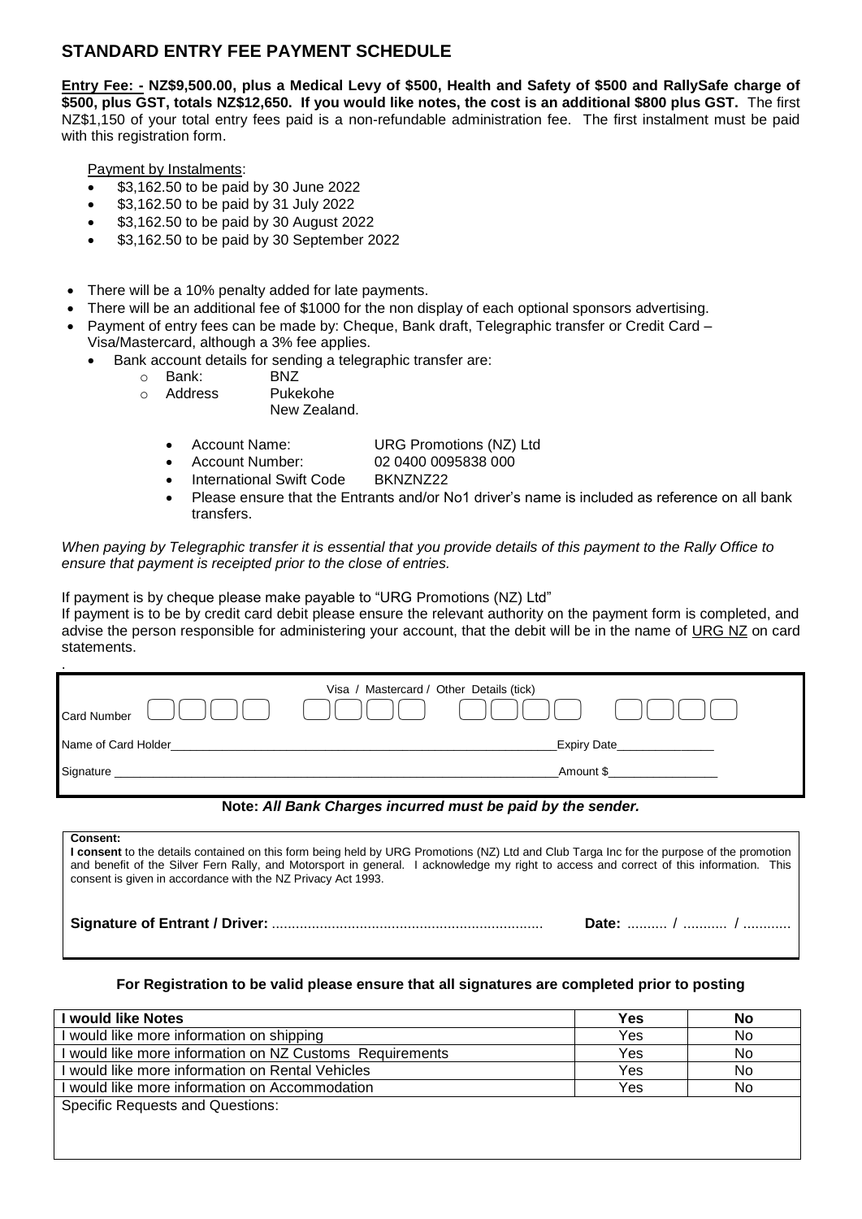## STANDARD ENTRY FEE PAYMENT SCHEDULE

**Entry Fee: - NZ$9,500.00, plus a Medical Levy of $500, Health and Safety of $500 and RallySafe charge of $500, plus GST, totals NZ$12,650. If you would like notes, the cost is an additional $800 plus GST.** The first NZ$1,150 of your total entry fees paid is a non-refundable administration fee. The first instalment must be paid with this registration form.

Payment by Instalments:

- $3,162.50 to be paid by 30 June 2022
- $3,162.50 to be paid by 31 July 2022
- $3,162.50 to be paid by 30 August 2022
- $3,162.50 to be paid by 30 September 2022

- There will be a 10% penalty added for late payments.
- There will be an additional fee of $1000 for the non display of each optional sponsors advertising.
- Payment of entry fees can be made by: Cheque, Bank draft, Telegraphic transfer or Credit Card – Visa/Mastercard, although a 3% fee applies.
  - Bank account details for sending a telegraphic transfer are:
    - Bank: BNZ
    - Address Pukekohe New Zealand.
    - Account Name: URG Promotions (NZ) Ltd
    - Account Number: 02 0400 0095838 000
    - International Swift Code BKNZNZ22
    - Please ensure that the Entrants and/or No1 driver's name is included as reference on all bank transfers.

*When paying by Telegraphic transfer it is essential that you provide details of this payment to the Rally Office to ensure that payment is receipted prior to the close of entries.*

If payment is by cheque please make payable to "URG Promotions (NZ) Ltd"

If payment is to be by credit card debit please ensure the relevant authority on the payment form is completed, and advise the person responsible for administering your account, that the debit will be in the name of URG NZ on card statements.

Visa / Mastercard / Other Details (tick)

Card Number ☐☐☐☐ ☐☐☐☐ ☐☐☐☐ ☐☐☐☐

Name of Card Holder________________________ Expiry Date_______________

Signature ________________________ Amount $_________________

**Note: *All Bank Charges incurred must be paid by the sender.***

**Consent:**

**I consent** to the details contained on this form being held by URG Promotions (NZ) Ltd and Club Targa Inc for the purpose of the promotion and benefit of the Silver Fern Rally, and Motorsport in general. I acknowledge my right to access and correct of this information. This consent is given in accordance with the NZ Privacy Act 1993.

**Signature of Entrant / Driver:** ................................................................... **Date:** .......... / ........... / ............

**For Registration to be valid please ensure that all signatures are completed prior to posting**

| **I would like Notes** | **Yes** | **No** |
|---|---|---|
| I would like more information on shipping | Yes | No |
| I would like more information on NZ Customs Requirements | Yes | No |
| I would like more information on Rental Vehicles | Yes | No |
| I would like more information on Accommodation | Yes | No |
| Specific Requests and Questions: | | |